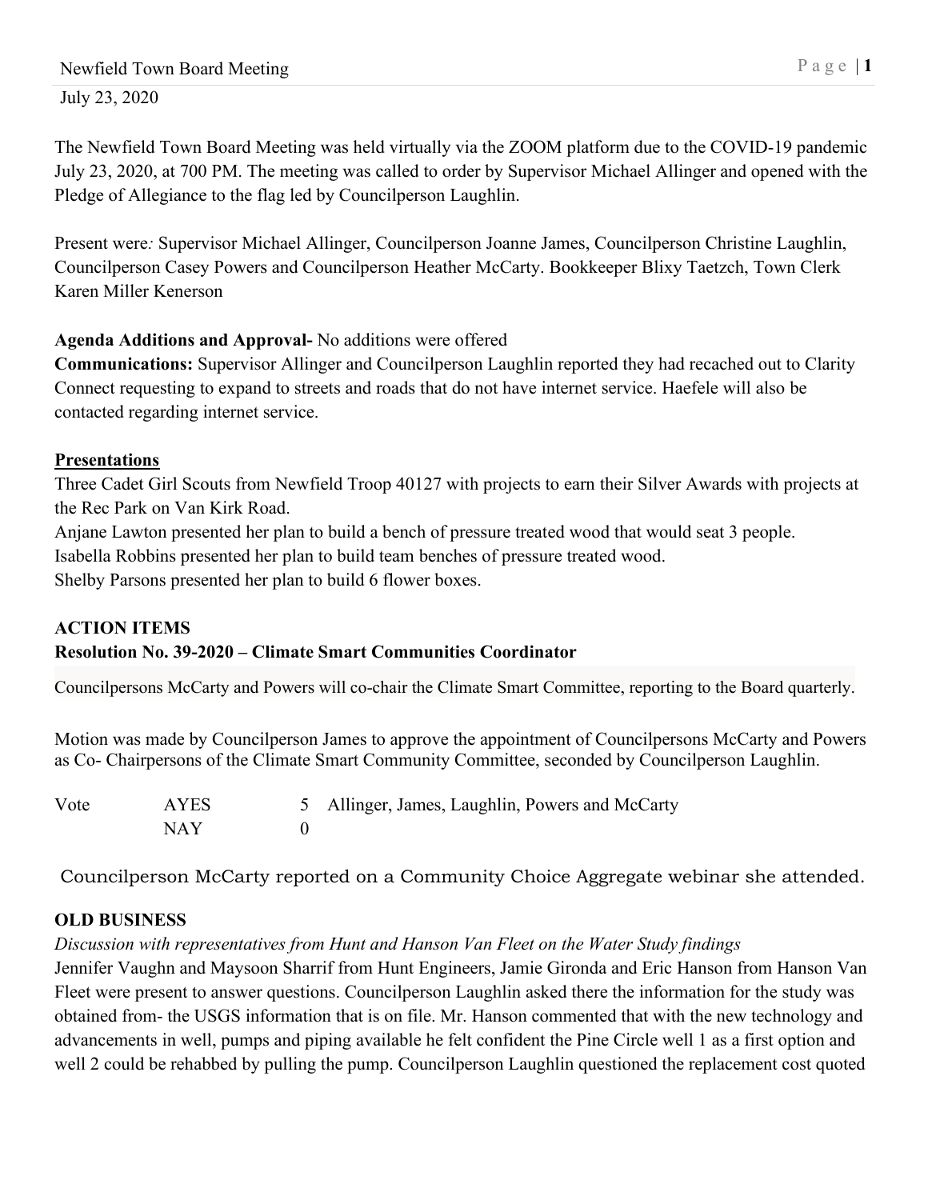July 23, 2020

The Newfield Town Board Meeting was held virtually via the ZOOM platform due to the COVID-19 pandemic July 23, 2020, at 700 PM. The meeting was called to order by Supervisor Michael Allinger and opened with the Pledge of Allegiance to the flag led by Councilperson Laughlin.

Present were*:* Supervisor Michael Allinger, Councilperson Joanne James, Councilperson Christine Laughlin, Councilperson Casey Powers and Councilperson Heather McCarty. Bookkeeper Blixy Taetzch, Town Clerk Karen Miller Kenerson

**Agenda Additions and Approval-** No additions were offered
**Communications:** Supervisor Allinger and Councilperson Laughlin reported they had recached out to Clarity Connect requesting to expand to streets and roads that do not have internet service. Haefele will also be contacted regarding internet service.

**<u>Presentations</u>**

Three Cadet Girl Scouts from Newfield Troop 40127 with projects to earn their Silver Awards with projects at the Rec Park on Van Kirk Road.
Anjane Lawton presented her plan to build a bench of pressure treated wood that would seat 3 people.
Isabella Robbins presented her plan to build team benches of pressure treated wood.
Shelby Parsons presented her plan to build 6 flower boxes.

**ACTION ITEMS**

**Resolution No. 39-2020 – Climate Smart Communities Coordinator**

Councilpersons McCarty and Powers will co-chair the Climate Smart Committee, reporting to the Board quarterly.

Motion was made by Councilperson James to approve the appointment of Councilpersons McCarty and Powers as Co- Chairpersons of the Climate Smart Community Committee, seconded by Councilperson Laughlin.

| Vote | AYES | 5 | Allinger, James, Laughlin, Powers and McCarty |
|---|---|---|---|
| | NAY | 0 | |

Councilperson McCarty reported on a Community Choice Aggregate webinar she attended.

**OLD BUSINESS**

*Discussion with representatives from Hunt and Hanson Van Fleet on the Water Study findings*
Jennifer Vaughn and Maysoon Sharrif from Hunt Engineers, Jamie Gironda and Eric Hanson from Hanson Van Fleet were present to answer questions. Councilperson Laughlin asked there the information for the study was obtained from- the USGS information that is on file. Mr. Hanson commented that with the new technology and advancements in well, pumps and piping available he felt confident the Pine Circle well 1 as a first option and well 2 could be rehabbed by pulling the pump. Councilperson Laughlin questioned the replacement cost quoted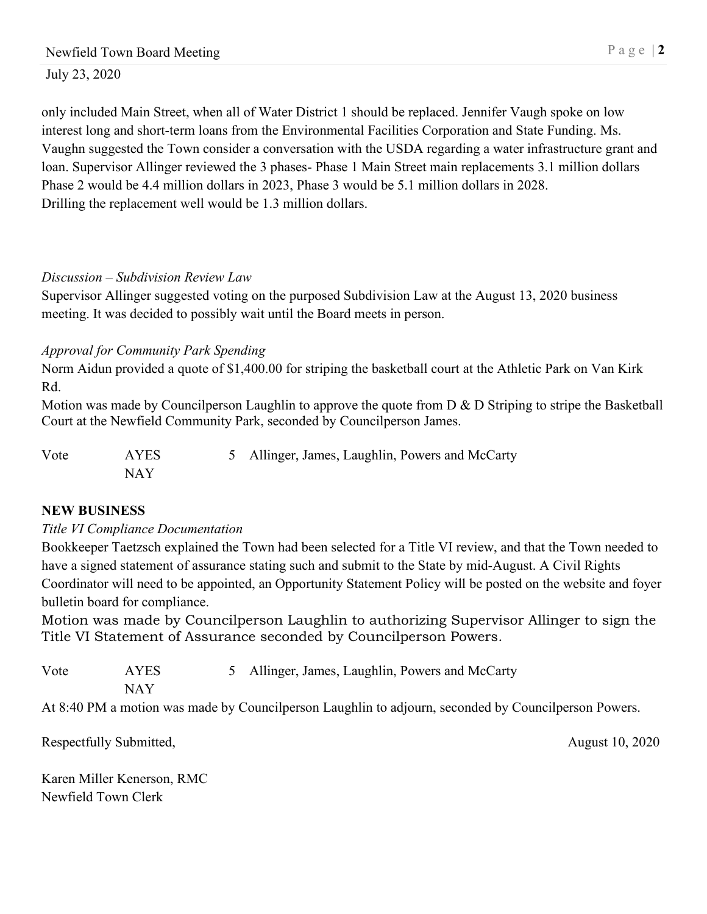only included Main Street, when all of Water District 1 should be replaced. Jennifer Vaugh spoke on low interest long and short-term loans from the Environmental Facilities Corporation and State Funding. Ms. Vaughn suggested the Town consider a conversation with the USDA regarding a water infrastructure grant and loan. Supervisor Allinger reviewed the 3 phases- Phase 1 Main Street main replacements 3.1 million dollars Phase 2 would be 4.4 million dollars in 2023, Phase 3 would be 5.1 million dollars in 2028.
Drilling the replacement well would be 1.3 million dollars.

*Discussion – Subdivision Review Law*

Supervisor Allinger suggested voting on the purposed Subdivision Law at the August 13, 2020 business meeting. It was decided to possibly wait until the Board meets in person.

*Approval for Community Park Spending*

Norm Aidun provided a quote of $1,400.00 for striping the basketball court at the Athletic Park on Van Kirk Rd.

Motion was made by Councilperson Laughlin to approve the quote from D & D Striping to stripe the Basketball Court at the Newfield Community Park, seconded by Councilperson James.

| | | | |
|---|---|---|---|
| Vote | AYES | 5 | Allinger, James, Laughlin, Powers and McCarty |
| | NAY | | |

**NEW BUSINESS**

*Title VI Compliance Documentation*

Bookkeeper Taetzsch explained the Town had been selected for a Title VI review, and that the Town needed to have a signed statement of assurance stating such and submit to the State by mid-August. A Civil Rights Coordinator will need to be appointed, an Opportunity Statement Policy will be posted on the website and foyer bulletin board for compliance.

Motion was made by Councilperson Laughlin to authorizing Supervisor Allinger to sign the Title VI Statement of Assurance seconded by Councilperson Powers.

| | | | |
|---|---|---|---|
| Vote | AYES | 5 | Allinger, James, Laughlin, Powers and McCarty |
| | NAY | | |

At 8:40 PM a motion was made by Councilperson Laughlin to adjourn, seconded by Councilperson Powers.

Respectfully Submitted, August 10, 2020

Karen Miller Kenerson, RMC
Newfield Town Clerk